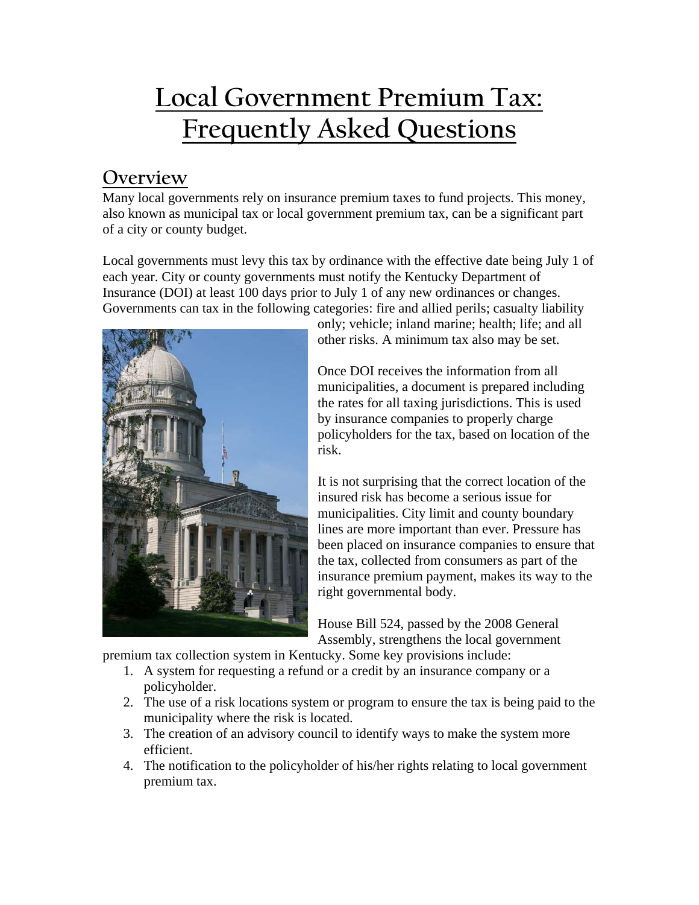# Local Government Premium Tax: Frequently Asked Questions

## Overview

Many local governments rely on insurance premium taxes to fund projects. This money, also known as municipal tax or local government premium tax, can be a significant part of a city or county budget.

Local governments must levy this tax by ordinance with the effective date being July 1 of each year. City or county governments must notify the Kentucky Department of Insurance (DOI) at least 100 days prior to July 1 of any new ordinances or changes. Governments can tax in the following categories: fire and allied perils; casualty liability only; vehicle; inland marine; health; life; and all other risks. A minimum tax also may be set.

Once DOI receives the information from all municipalities, a document is prepared including the rates for all taxing jurisdictions. This is used by insurance companies to properly charge policyholders for the tax, based on location of the risk.

It is not surprising that the correct location of the insured risk has become a serious issue for municipalities. City limit and county boundary lines are more important than ever. Pressure has been placed on insurance companies to ensure that the tax, collected from consumers as part of the insurance premium payment, makes its way to the right governmental body.

House Bill 524, passed by the 2008 General Assembly, strengthens the local government premium tax collection system in Kentucky. Some key provisions include:

1. A system for requesting a refund or a credit by an insurance company or a policyholder.
2. The use of a risk locations system or program to ensure the tax is being paid to the municipality where the risk is located.
3. The creation of an advisory council to identify ways to make the system more efficient.
4. The notification to the policyholder of his/her rights relating to local government premium tax.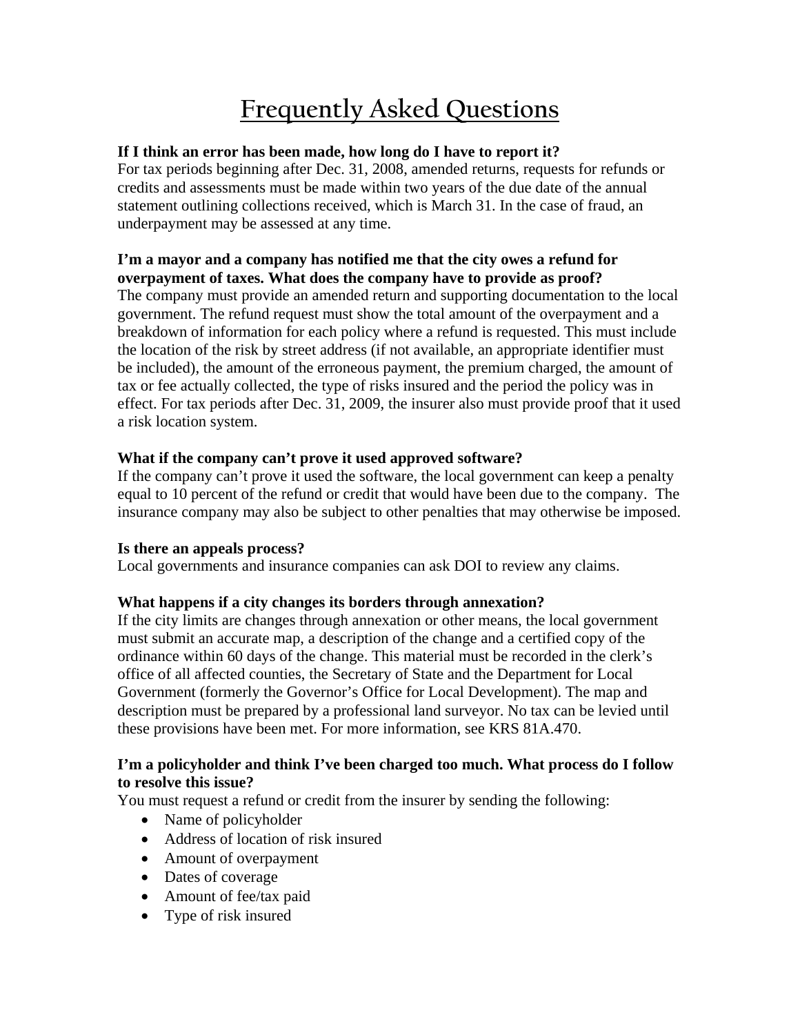# Frequently Asked Questions

**If I think an error has been made, how long do I have to report it?**
For tax periods beginning after Dec. 31, 2008, amended returns, requests for refunds or credits and assessments must be made within two years of the due date of the annual statement outlining collections received, which is March 31. In the case of fraud, an underpayment may be assessed at any time.

**I'm a mayor and a company has notified me that the city owes a refund for overpayment of taxes. What does the company have to provide as proof?**
The company must provide an amended return and supporting documentation to the local government. The refund request must show the total amount of the overpayment and a breakdown of information for each policy where a refund is requested. This must include the location of the risk by street address (if not available, an appropriate identifier must be included), the amount of the erroneous payment, the premium charged, the amount of tax or fee actually collected, the type of risks insured and the period the policy was in effect. For tax periods after Dec. 31, 2009, the insurer also must provide proof that it used a risk location system.

**What if the company can't prove it used approved software?**
If the company can't prove it used the software, the local government can keep a penalty equal to 10 percent of the refund or credit that would have been due to the company. The insurance company may also be subject to other penalties that may otherwise be imposed.

**Is there an appeals process?**
Local governments and insurance companies can ask DOI to review any claims.

**What happens if a city changes its borders through annexation?**
If the city limits are changes through annexation or other means, the local government must submit an accurate map, a description of the change and a certified copy of the ordinance within 60 days of the change. This material must be recorded in the clerk's office of all affected counties, the Secretary of State and the Department for Local Government (formerly the Governor's Office for Local Development). The map and description must be prepared by a professional land surveyor. No tax can be levied until these provisions have been met. For more information, see KRS 81A.470.

**I'm a policyholder and think I've been charged too much. What process do I follow to resolve this issue?**
You must request a refund or credit from the insurer by sending the following:

- Name of policyholder
- Address of location of risk insured
- Amount of overpayment
- Dates of coverage
- Amount of fee/tax paid
- Type of risk insured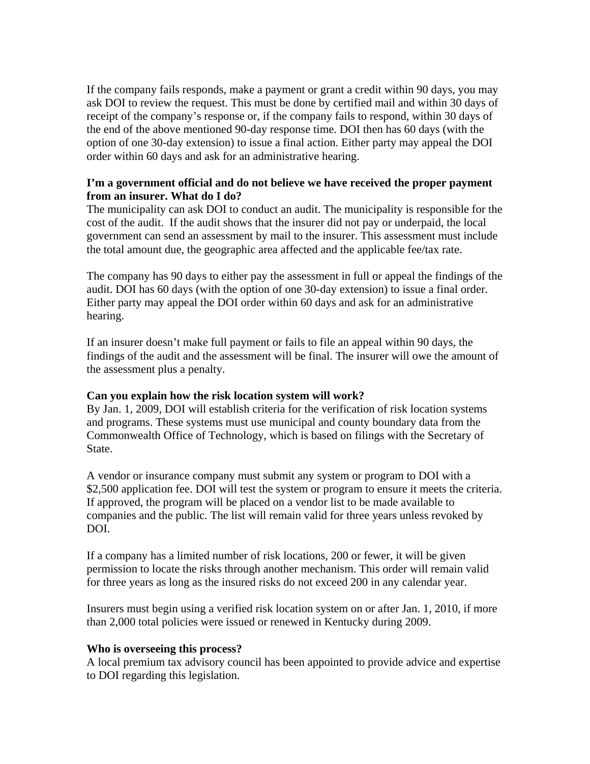If the company fails responds, make a payment or grant a credit within 90 days, you may ask DOI to review the request. This must be done by certified mail and within 30 days of receipt of the company's response or, if the company fails to respond, within 30 days of the end of the above mentioned 90-day response time. DOI then has 60 days (with the option of one 30-day extension) to issue a final action. Either party may appeal the DOI order within 60 days and ask for an administrative hearing.

**I'm a government official and do not believe we have received the proper payment from an insurer. What do I do?**

The municipality can ask DOI to conduct an audit. The municipality is responsible for the cost of the audit. If the audit shows that the insurer did not pay or underpaid, the local government can send an assessment by mail to the insurer. This assessment must include the total amount due, the geographic area affected and the applicable fee/tax rate.

The company has 90 days to either pay the assessment in full or appeal the findings of the audit. DOI has 60 days (with the option of one 30-day extension) to issue a final order. Either party may appeal the DOI order within 60 days and ask for an administrative hearing.

If an insurer doesn't make full payment or fails to file an appeal within 90 days, the findings of the audit and the assessment will be final. The insurer will owe the amount of the assessment plus a penalty.

**Can you explain how the risk location system will work?**

By Jan. 1, 2009, DOI will establish criteria for the verification of risk location systems and programs. These systems must use municipal and county boundary data from the Commonwealth Office of Technology, which is based on filings with the Secretary of State.

A vendor or insurance company must submit any system or program to DOI with a $2,500 application fee. DOI will test the system or program to ensure it meets the criteria. If approved, the program will be placed on a vendor list to be made available to companies and the public. The list will remain valid for three years unless revoked by DOI.

If a company has a limited number of risk locations, 200 or fewer, it will be given permission to locate the risks through another mechanism. This order will remain valid for three years as long as the insured risks do not exceed 200 in any calendar year.

Insurers must begin using a verified risk location system on or after Jan. 1, 2010, if more than 2,000 total policies were issued or renewed in Kentucky during 2009.

**Who is overseeing this process?**

A local premium tax advisory council has been appointed to provide advice and expertise to DOI regarding this legislation.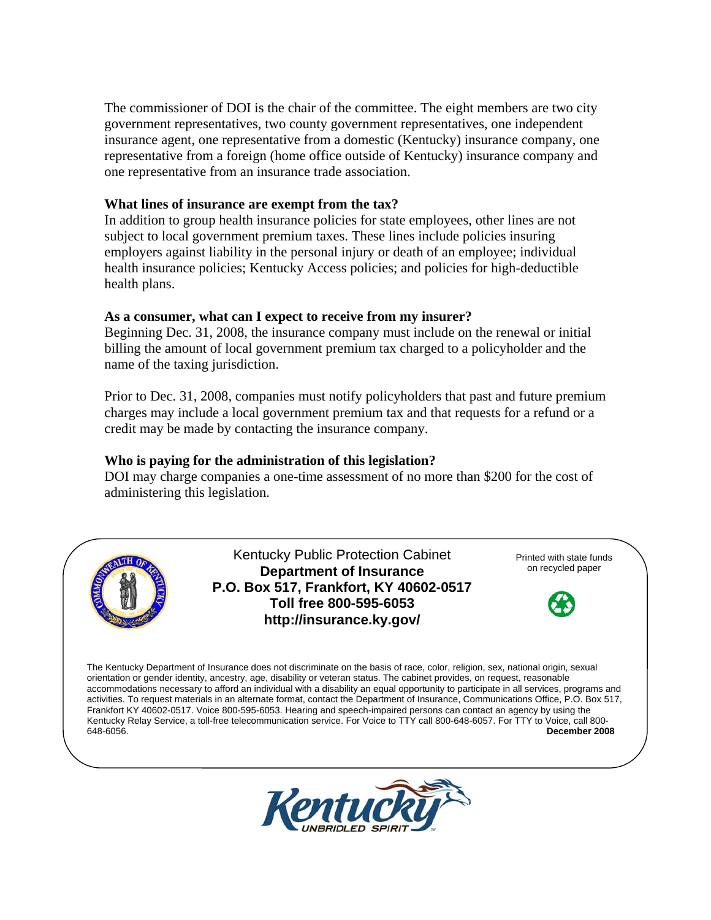The commissioner of DOI is the chair of the committee. The eight members are two city government representatives, two county government representatives, one independent insurance agent, one representative from a domestic (Kentucky) insurance company, one representative from a foreign (home office outside of Kentucky) insurance company and one representative from an insurance trade association.

**What lines of insurance are exempt from the tax?**

In addition to group health insurance policies for state employees, other lines are not subject to local government premium taxes. These lines include policies insuring employers against liability in the personal injury or death of an employee; individual health insurance policies; Kentucky Access policies; and policies for high-deductible health plans.

**As a consumer, what can I expect to receive from my insurer?**

Beginning Dec. 31, 2008, the insurance company must include on the renewal or initial billing the amount of local government premium tax charged to a policyholder and the name of the taxing jurisdiction.

Prior to Dec. 31, 2008, companies must notify policyholders that past and future premium charges may include a local government premium tax and that requests for a refund or a credit may be made by contacting the insurance company.

**Who is paying for the administration of this legislation?**

DOI may charge companies a one-time assessment of no more than $200 for the cost of administering this legislation.

Kentucky Public Protection Cabinet
**Department of Insurance**
**P.O. Box 517, Frankfort, KY 40602-0517**
**Toll free 800-595-6053**
**http://insurance.ky.gov/**

Printed with state funds on recycled paper

The Kentucky Department of Insurance does not discriminate on the basis of race, color, religion, sex, national origin, sexual orientation or gender identity, ancestry, age, disability or veteran status. The cabinet provides, on request, reasonable accommodations necessary to afford an individual with a disability an equal opportunity to participate in all services, programs and activities. To request materials in an alternate format, contact the Department of Insurance, Communications Office, P.O. Box 517, Frankfort KY 40602-0517. Voice 800-595-6053. Hearing and speech-impaired persons can contact an agency by using the Kentucky Relay Service, a toll-free telecommunication service. For Voice to TTY call 800-648-6057. For TTY to Voice, call 800-648-6056.

**December 2008**

Kentucky UNBRIDLED SPIRIT